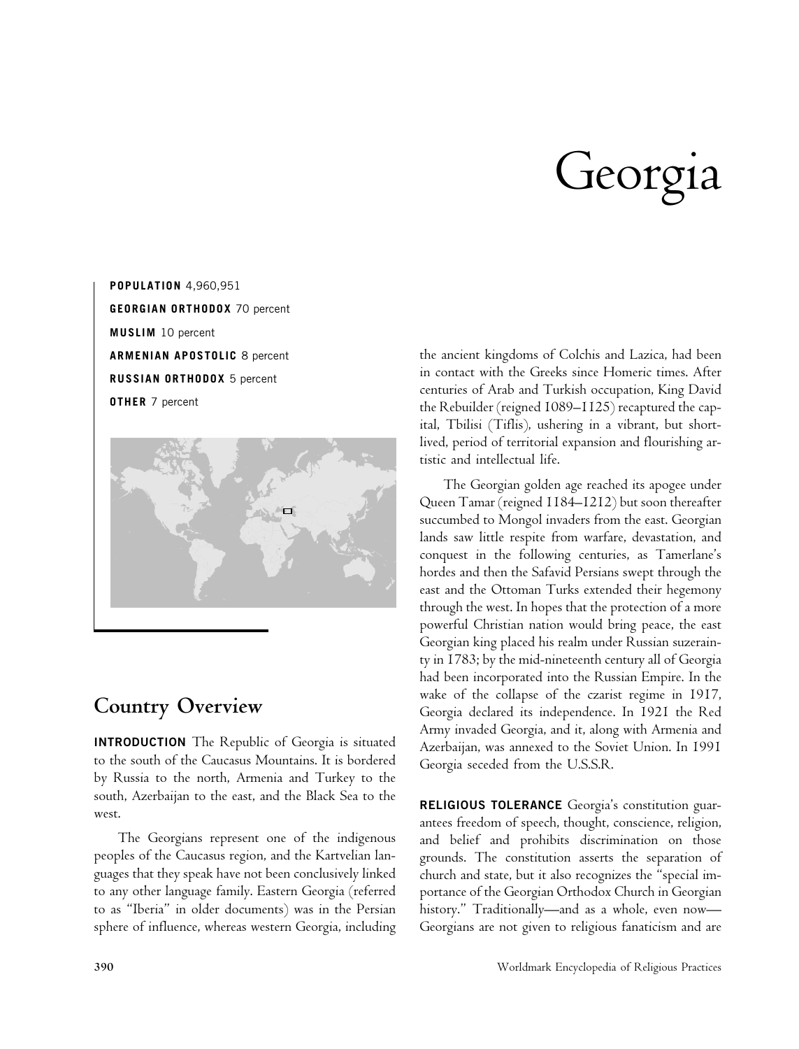# Georgia

**POPULATION** 4,960,951

**GEORGIAN ORTHODOX** 70 percent

**MUSLIM** 10 percent

**ARMENIAN APOSTOLIC** 8 percent

**RUSSIAN ORTHODOX** 5 percent

**OTHER** 7 percent

## Country Overview

**INTRODUCTION** The Republic of Georgia is situated to the south of the Caucasus Mountains. It is bordered by Russia to the north, Armenia and Turkey to the south, Azerbaijan to the east, and the Black Sea to the west.

The Georgians represent one of the indigenous peoples of the Caucasus region, and the Kartvelian languages that they speak have not been conclusively linked to any other language family. Eastern Georgia (referred to as "Iberia" in older documents) was in the Persian sphere of influence, whereas western Georgia, including the ancient kingdoms of Colchis and Lazica, had been in contact with the Greeks since Homeric times. After centuries of Arab and Turkish occupation, King David the Rebuilder (reigned 1089–1125) recaptured the capital, Tbilisi (Tiflis), ushering in a vibrant, but short-lived, period of territorial expansion and flourishing artistic and intellectual life.

The Georgian golden age reached its apogee under Queen Tamar (reigned 1184–1212) but soon thereafter succumbed to Mongol invaders from the east. Georgian lands saw little respite from warfare, devastation, and conquest in the following centuries, as Tamerlane's hordes and then the Safavid Persians swept through the east and the Ottoman Turks extended their hegemony through the west. In hopes that the protection of a more powerful Christian nation would bring peace, the east Georgian king placed his realm under Russian suzerainty in 1783; by the mid-nineteenth century all of Georgia had been incorporated into the Russian Empire. In the wake of the collapse of the czarist regime in 1917, Georgia declared its independence. In 1921 the Red Army invaded Georgia, and it, along with Armenia and Azerbaijan, was annexed to the Soviet Union. In 1991 Georgia seceded from the U.S.S.R.

**RELIGIOUS TOLERANCE** Georgia's constitution guarantees freedom of speech, thought, conscience, religion, and belief and prohibits discrimination on those grounds. The constitution asserts the separation of church and state, but it also recognizes the "special importance of the Georgian Orthodox Church in Georgian history." Traditionally—and as a whole, even now—Georgians are not given to religious fanaticism and are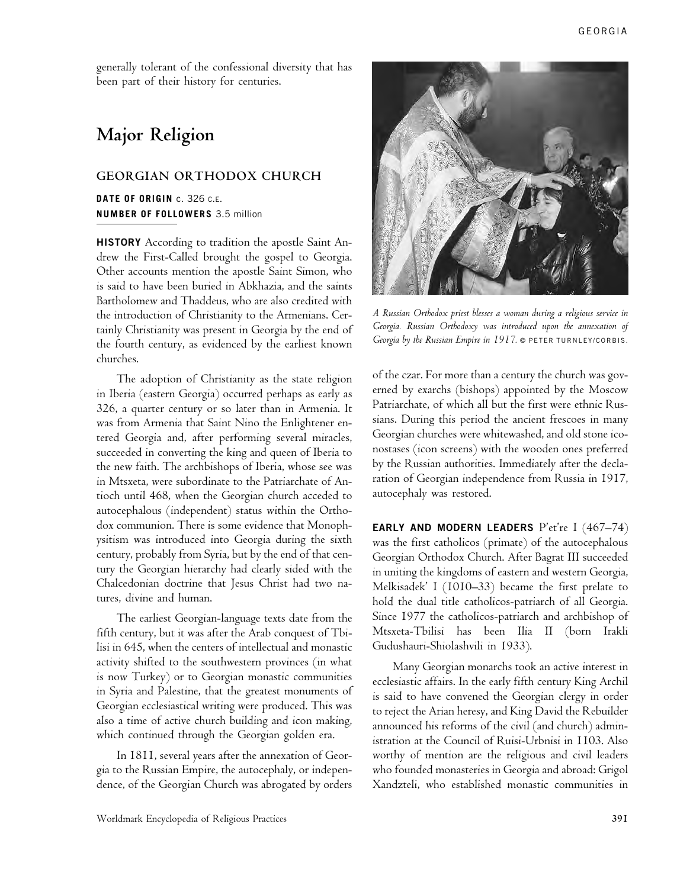generally tolerant of the confessional diversity that has been part of their history for centuries.

## Major Religion

### GEORGIAN ORTHODOX CHURCH

**DATE OF ORIGIN** c. 326 C.E.
**NUMBER OF FOLLOWERS** 3.5 million

**HISTORY** According to tradition the apostle Saint Andrew the First-Called brought the gospel to Georgia. Other accounts mention the apostle Saint Simon, who is said to have been buried in Abkhazia, and the saints Bartholomew and Thaddeus, who are also credited with the introduction of Christianity to the Armenians. Certainly Christianity was present in Georgia by the end of the fourth century, as evidenced by the earliest known churches.

The adoption of Christianity as the state religion in Iberia (eastern Georgia) occurred perhaps as early as 326, a quarter century or so later than in Armenia. It was from Armenia that Saint Nino the Enlightener entered Georgia and, after performing several miracles, succeeded in converting the king and queen of Iberia to the new faith. The archbishops of Iberia, whose see was in Mtsxeta, were subordinate to the Patriarchate of Antioch until 468, when the Georgian church acceded to autocephalous (independent) status within the Orthodox communion. There is some evidence that Monophysitism was introduced into Georgia during the sixth century, probably from Syria, but by the end of that century the Georgian hierarchy had clearly sided with the Chalcedonian doctrine that Jesus Christ had two natures, divine and human.

The earliest Georgian-language texts date from the fifth century, but it was after the Arab conquest of Tbilisi in 645, when the centers of intellectual and monastic activity shifted to the southwestern provinces (in what is now Turkey) or to Georgian monastic communities in Syria and Palestine, that the greatest monuments of Georgian ecclesiastical writing were produced. This was also a time of active church building and icon making, which continued through the Georgian golden era.

In 1811, several years after the annexation of Georgia to the Russian Empire, the autocephaly, or independence, of the Georgian Church was abrogated by orders of the czar. For more than a century the church was governed by exarchs (bishops) appointed by the Moscow Patriarchate, of which all but the first were ethnic Russians. During this period the ancient frescoes in many Georgian churches were whitewashed, and old stone iconostases (icon screens) with the wooden ones preferred by the Russian authorities. Immediately after the declaration of Georgian independence from Russia in 1917, autocephaly was restored.

*A Russian Orthodox priest blesses a woman during a religious service in Georgia. Russian Orthodoxy was introduced upon the annexation of Georgia by the Russian Empire in 1917.* © PETER TURNLEY/CORBIS.

**EARLY AND MODERN LEADERS** P'et're I (467–74) was the first catholicos (primate) of the autocephalous Georgian Orthodox Church. After Bagrat III succeeded in uniting the kingdoms of eastern and western Georgia, Melkisadek' I (1010–33) became the first prelate to hold the dual title catholicos-patriarch of all Georgia. Since 1977 the catholicos-patriarch and archbishop of Mtsxeta-Tbilisi has been Ilia II (born Irakli Gudushauri-Shiolashvili in 1933).

Many Georgian monarchs took an active interest in ecclesiastic affairs. In the early fifth century King Archil is said to have convened the Georgian clergy in order to reject the Arian heresy, and King David the Rebuilder announced his reforms of the civil (and church) administration at the Council of Ruisi-Urbnisi in 1103. Also worthy of mention are the religious and civil leaders who founded monasteries in Georgia and abroad: Grigol Xandzteli, who established monastic communities in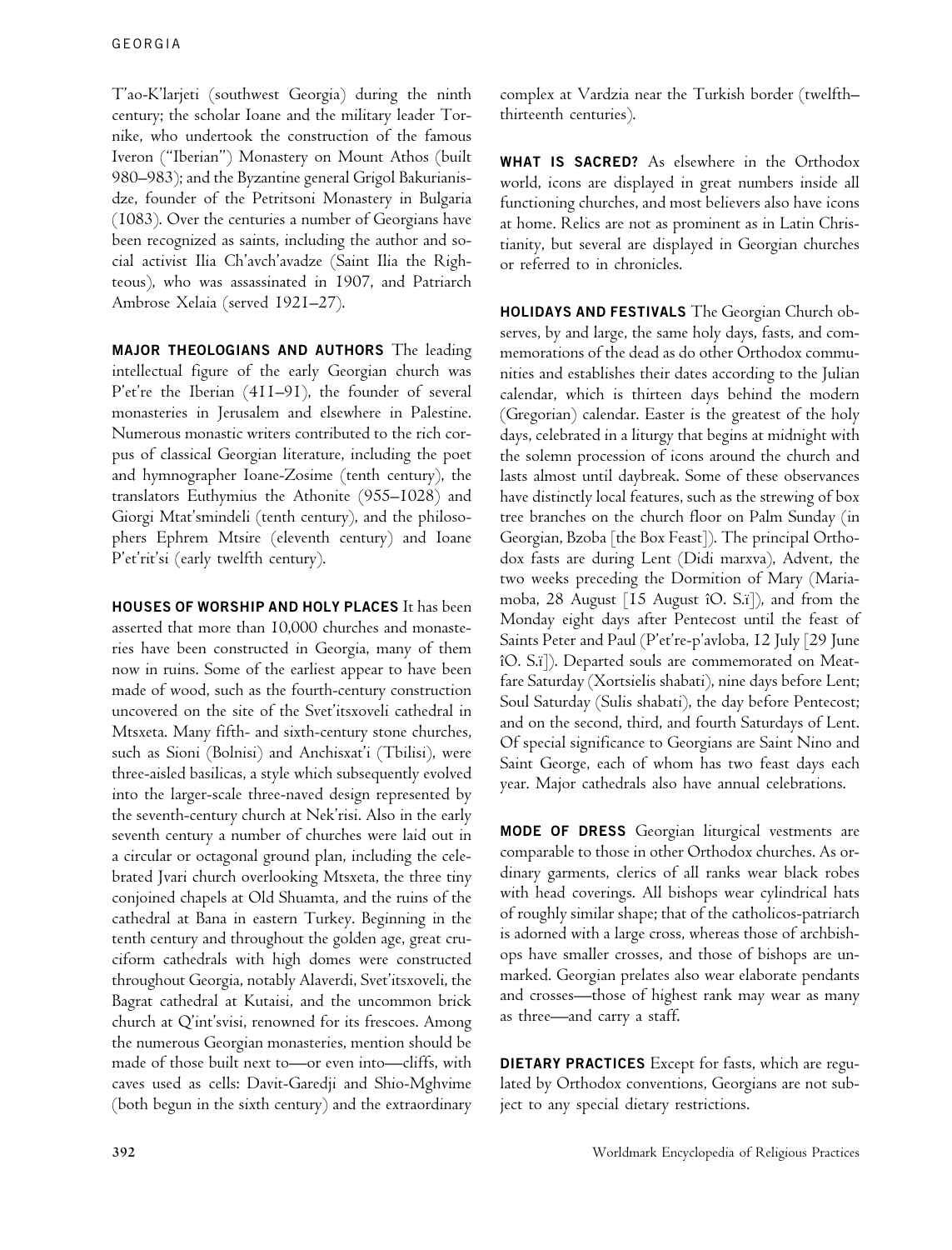T'ao-K'larjeti (southwest Georgia) during the ninth century; the scholar Ioane and the military leader Tornike, who undertook the construction of the famous Iveron ("Iberian") Monastery on Mount Athos (built 980–983); and the Byzantine general Grigol Bakurianisdze, founder of the Petritsoni Monastery in Bulgaria (1083). Over the centuries a number of Georgians have been recognized as saints, including the author and social activist Ilia Ch'avch'avadze (Saint Ilia the Righteous), who was assassinated in 1907, and Patriarch Ambrose Xelaia (served 1921–27).

**MAJOR THEOLOGIANS AND AUTHORS** The leading intellectual figure of the early Georgian church was P'et're the Iberian (411–91), the founder of several monasteries in Jerusalem and elsewhere in Palestine. Numerous monastic writers contributed to the rich corpus of classical Georgian literature, including the poet and hymnographer Ioane-Zosime (tenth century), the translators Euthymius the Athonite (955–1028) and Giorgi Mtat'smindeli (tenth century), and the philosophers Ephrem Mtsire (eleventh century) and Ioane P'et'rit'si (early twelfth century).

**HOUSES OF WORSHIP AND HOLY PLACES** It has been asserted that more than 10,000 churches and monasteries have been constructed in Georgia, many of them now in ruins. Some of the earliest appear to have been made of wood, such as the fourth-century construction uncovered on the site of the Svet'itsxoveli cathedral in Mtsxeta. Many fifth- and sixth-century stone churches, such as Sioni (Bolnisi) and Anchisxat'i (Tbilisi), were three-aisled basilicas, a style which subsequently evolved into the larger-scale three-naved design represented by the seventh-century church at Nek'risi. Also in the early seventh century a number of churches were laid out in a circular or octagonal ground plan, including the celebrated Jvari church overlooking Mtsxeta, the three tiny conjoined chapels at Old Shuamta, and the ruins of the cathedral at Bana in eastern Turkey. Beginning in the tenth century and throughout the golden age, great cruciform cathedrals with high domes were constructed throughout Georgia, notably Alaverdi, Svet'itsxoveli, the Bagrat cathedral at Kutaisi, and the uncommon brick church at Q'int'svisi, renowned for its frescoes. Among the numerous Georgian monasteries, mention should be made of those built next to—or even into—cliffs, with caves used as cells: Davit-Garedji and Shio-Mghvime (both begun in the sixth century) and the extraordinary complex at Vardzia near the Turkish border (twelfth–thirteenth centuries).

**WHAT IS SACRED?** As elsewhere in the Orthodox world, icons are displayed in great numbers inside all functioning churches, and most believers also have icons at home. Relics are not as prominent as in Latin Christianity, but several are displayed in Georgian churches or referred to in chronicles.

**HOLIDAYS AND FESTIVALS** The Georgian Church observes, by and large, the same holy days, fasts, and commemorations of the dead as do other Orthodox communities and establishes their dates according to the Julian calendar, which is thirteen days behind the modern (Gregorian) calendar. Easter is the greatest of the holy days, celebrated in a liturgy that begins at midnight with the solemn procession of icons around the church and lasts almost until daybreak. Some of these observances have distinctly local features, such as the strewing of box tree branches on the church floor on Palm Sunday (in Georgian, Bzoba [the Box Feast]). The principal Orthodox fasts are during Lent (Didi marxva), Advent, the two weeks preceding the Dormition of Mary (Mariamoba, 28 August [15 August îO. S.ï]), and from the Monday eight days after Pentecost until the feast of Saints Peter and Paul (P'et're-p'avloba, 12 July [29 June îO. S.ï]). Departed souls are commemorated on Meatfare Saturday (Xortsielis shabati), nine days before Lent; Soul Saturday (Sulis shabati), the day before Pentecost; and on the second, third, and fourth Saturdays of Lent. Of special significance to Georgians are Saint Nino and Saint George, each of whom has two feast days each year. Major cathedrals also have annual celebrations.

**MODE OF DRESS** Georgian liturgical vestments are comparable to those in other Orthodox churches. As ordinary garments, clerics of all ranks wear black robes with head coverings. All bishops wear cylindrical hats of roughly similar shape; that of the catholicos-patriarch is adorned with a large cross, whereas those of archbishops have smaller crosses, and those of bishops are unmarked. Georgian prelates also wear elaborate pendants and crosses—those of highest rank may wear as many as three—and carry a staff.

**DIETARY PRACTICES** Except for fasts, which are regulated by Orthodox conventions, Georgians are not subject to any special dietary restrictions.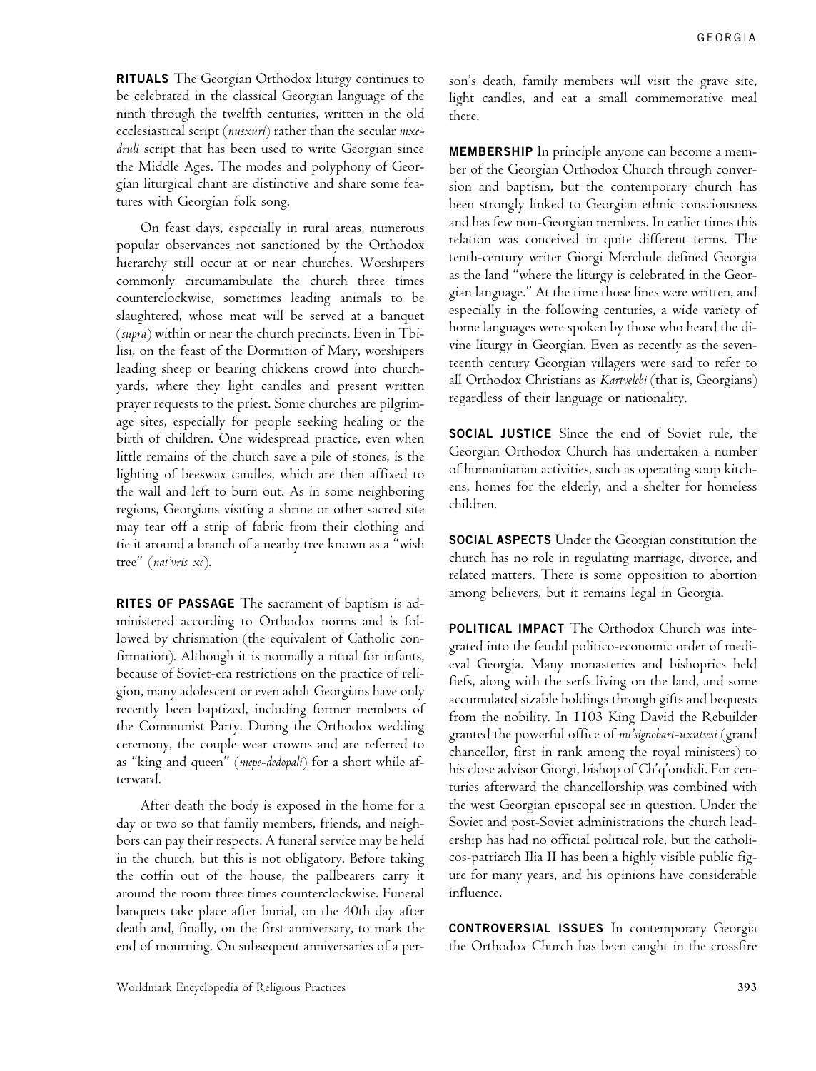**RITUALS** The Georgian Orthodox liturgy continues to be celebrated in the classical Georgian language of the ninth through the twelfth centuries, written in the old ecclesiastical script (*nusxuri*) rather than the secular *mxedruli* script that has been used to write Georgian since the Middle Ages. The modes and polyphony of Georgian liturgical chant are distinctive and share some features with Georgian folk song.

On feast days, especially in rural areas, numerous popular observances not sanctioned by the Orthodox hierarchy still occur at or near churches. Worshipers commonly circumambulate the church three times counterclockwise, sometimes leading animals to be slaughtered, whose meat will be served at a banquet (*supra*) within or near the church precincts. Even in Tbilisi, on the feast of the Dormition of Mary, worshipers leading sheep or bearing chickens crowd into churchyards, where they light candles and present written prayer requests to the priest. Some churches are pilgrimage sites, especially for people seeking healing or the birth of children. One widespread practice, even when little remains of the church save a pile of stones, is the lighting of beeswax candles, which are then affixed to the wall and left to burn out. As in some neighboring regions, Georgians visiting a shrine or other sacred site may tear off a strip of fabric from their clothing and tie it around a branch of a nearby tree known as a "wish tree" (*nat'vris xe*).

**RITES OF PASSAGE** The sacrament of baptism is administered according to Orthodox norms and is followed by chrismation (the equivalent of Catholic confirmation). Although it is normally a ritual for infants, because of Soviet-era restrictions on the practice of religion, many adolescent or even adult Georgians have only recently been baptized, including former members of the Communist Party. During the Orthodox wedding ceremony, the couple wear crowns and are referred to as "king and queen" (*mepe-dedopali*) for a short while afterward.

After death the body is exposed in the home for a day or two so that family members, friends, and neighbors can pay their respects. A funeral service may be held in the church, but this is not obligatory. Before taking the coffin out of the house, the pallbearers carry it around the room three times counterclockwise. Funeral banquets take place after burial, on the 40th day after death and, finally, on the first anniversary, to mark the end of mourning. On subsequent anniversaries of a person's death, family members will visit the grave site, light candles, and eat a small commemorative meal there.

**MEMBERSHIP** In principle anyone can become a member of the Georgian Orthodox Church through conversion and baptism, but the contemporary church has been strongly linked to Georgian ethnic consciousness and has few non-Georgian members. In earlier times this relation was conceived in quite different terms. The tenth-century writer Giorgi Merchule defined Georgia as the land "where the liturgy is celebrated in the Georgian language." At the time those lines were written, and especially in the following centuries, a wide variety of home languages were spoken by those who heard the divine liturgy in Georgian. Even as recently as the seventeenth century Georgian villagers were said to refer to all Orthodox Christians as *Kartvelebi* (that is, Georgians) regardless of their language or nationality.

**SOCIAL JUSTICE** Since the end of Soviet rule, the Georgian Orthodox Church has undertaken a number of humanitarian activities, such as operating soup kitchens, homes for the elderly, and a shelter for homeless children.

**SOCIAL ASPECTS** Under the Georgian constitution the church has no role in regulating marriage, divorce, and related matters. There is some opposition to abortion among believers, but it remains legal in Georgia.

**POLITICAL IMPACT** The Orthodox Church was integrated into the feudal politico-economic order of medieval Georgia. Many monasteries and bishoprics held fiefs, along with the serfs living on the land, and some accumulated sizable holdings through gifts and bequests from the nobility. In 1103 King David the Rebuilder granted the powerful office of *mt'signobart-uxutsesi* (grand chancellor, first in rank among the royal ministers) to his close advisor Giorgi, bishop of Ch'q'ondidi. For centuries afterward the chancellorship was combined with the west Georgian episcopal see in question. Under the Soviet and post-Soviet administrations the church leadership has had no official political role, but the catholicos-patriarch Ilia II has been a highly visible public figure for many years, and his opinions have considerable influence.

**CONTROVERSIAL ISSUES** In contemporary Georgia the Orthodox Church has been caught in the crossfire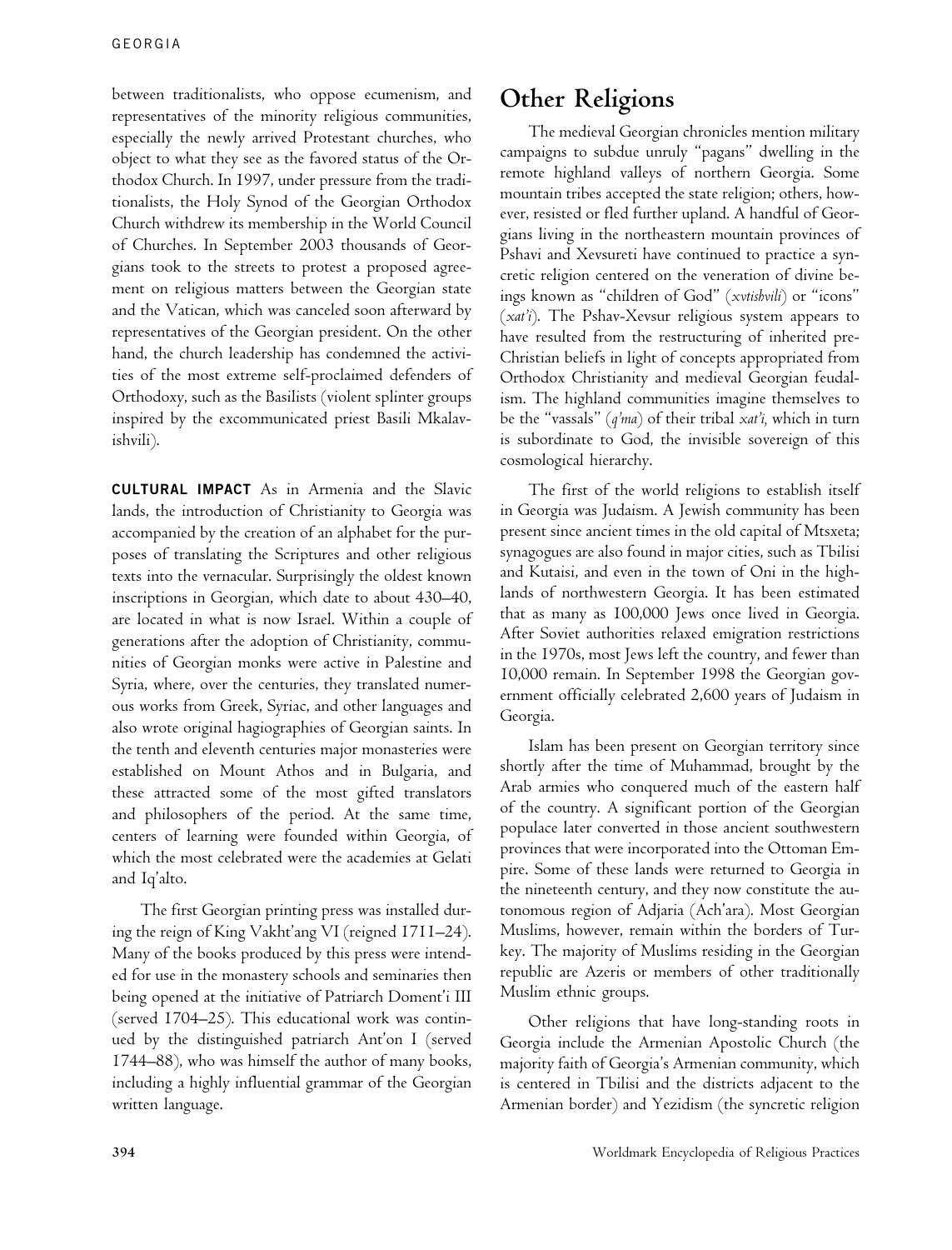between traditionalists, who oppose ecumenism, and representatives of the minority religious communities, especially the newly arrived Protestant churches, who object to what they see as the favored status of the Orthodox Church. In 1997, under pressure from the traditionalists, the Holy Synod of the Georgian Orthodox Church withdrew its membership in the World Council of Churches. In September 2003 thousands of Georgians took to the streets to protest a proposed agreement on religious matters between the Georgian state and the Vatican, which was canceled soon afterward by representatives of the Georgian president. On the other hand, the church leadership has condemned the activities of the most extreme self-proclaimed defenders of Orthodoxy, such as the Basilists (violent splinter groups inspired by the excommunicated priest Basili Mkalavishvili).

**CULTURAL IMPACT** As in Armenia and the Slavic lands, the introduction of Christianity to Georgia was accompanied by the creation of an alphabet for the purposes of translating the Scriptures and other religious texts into the vernacular. Surprisingly the oldest known inscriptions in Georgian, which date to about 430–40, are located in what is now Israel. Within a couple of generations after the adoption of Christianity, communities of Georgian monks were active in Palestine and Syria, where, over the centuries, they translated numerous works from Greek, Syriac, and other languages and also wrote original hagiographies of Georgian saints. In the tenth and eleventh centuries major monasteries were established on Mount Athos and in Bulgaria, and these attracted some of the most gifted translators and philosophers of the period. At the same time, centers of learning were founded within Georgia, of which the most celebrated were the academies at Gelati and Iq'alto.

The first Georgian printing press was installed during the reign of King Vakht'ang VI (reigned 1711–24). Many of the books produced by this press were intended for use in the monastery schools and seminaries then being opened at the initiative of Patriarch Doment'i III (served 1704–25). This educational work was continued by the distinguished patriarch Ant'on I (served 1744–88), who was himself the author of many books, including a highly influential grammar of the Georgian written language.

## Other Religions

The medieval Georgian chronicles mention military campaigns to subdue unruly "pagans" dwelling in the remote highland valleys of northern Georgia. Some mountain tribes accepted the state religion; others, however, resisted or fled further upland. A handful of Georgians living in the northeastern mountain provinces of Pshavi and Xevsureti have continued to practice a syncretic religion centered on the veneration of divine beings known as "children of God" (*xvtishvili*) or "icons" (*xat'i*). The Pshav-Xevsur religious system appears to have resulted from the restructuring of inherited pre-Christian beliefs in light of concepts appropriated from Orthodox Christianity and medieval Georgian feudalism. The highland communities imagine themselves to be the "vassals" (*q'ma*) of their tribal *xat'i,* which in turn is subordinate to God, the invisible sovereign of this cosmological hierarchy.

The first of the world religions to establish itself in Georgia was Judaism. A Jewish community has been present since ancient times in the old capital of Mtsxeta; synagogues are also found in major cities, such as Tbilisi and Kutaisi, and even in the town of Oni in the highlands of northwestern Georgia. It has been estimated that as many as 100,000 Jews once lived in Georgia. After Soviet authorities relaxed emigration restrictions in the 1970s, most Jews left the country, and fewer than 10,000 remain. In September 1998 the Georgian government officially celebrated 2,600 years of Judaism in Georgia.

Islam has been present on Georgian territory since shortly after the time of Muhammad, brought by the Arab armies who conquered much of the eastern half of the country. A significant portion of the Georgian populace later converted in those ancient southwestern provinces that were incorporated into the Ottoman Empire. Some of these lands were returned to Georgia in the nineteenth century, and they now constitute the autonomous region of Adjaria (Ach'ara). Most Georgian Muslims, however, remain within the borders of Turkey. The majority of Muslims residing in the Georgian republic are Azeris or members of other traditionally Muslim ethnic groups.

Other religions that have long-standing roots in Georgia include the Armenian Apostolic Church (the majority faith of Georgia's Armenian community, which is centered in Tbilisi and the districts adjacent to the Armenian border) and Yezidism (the syncretic religion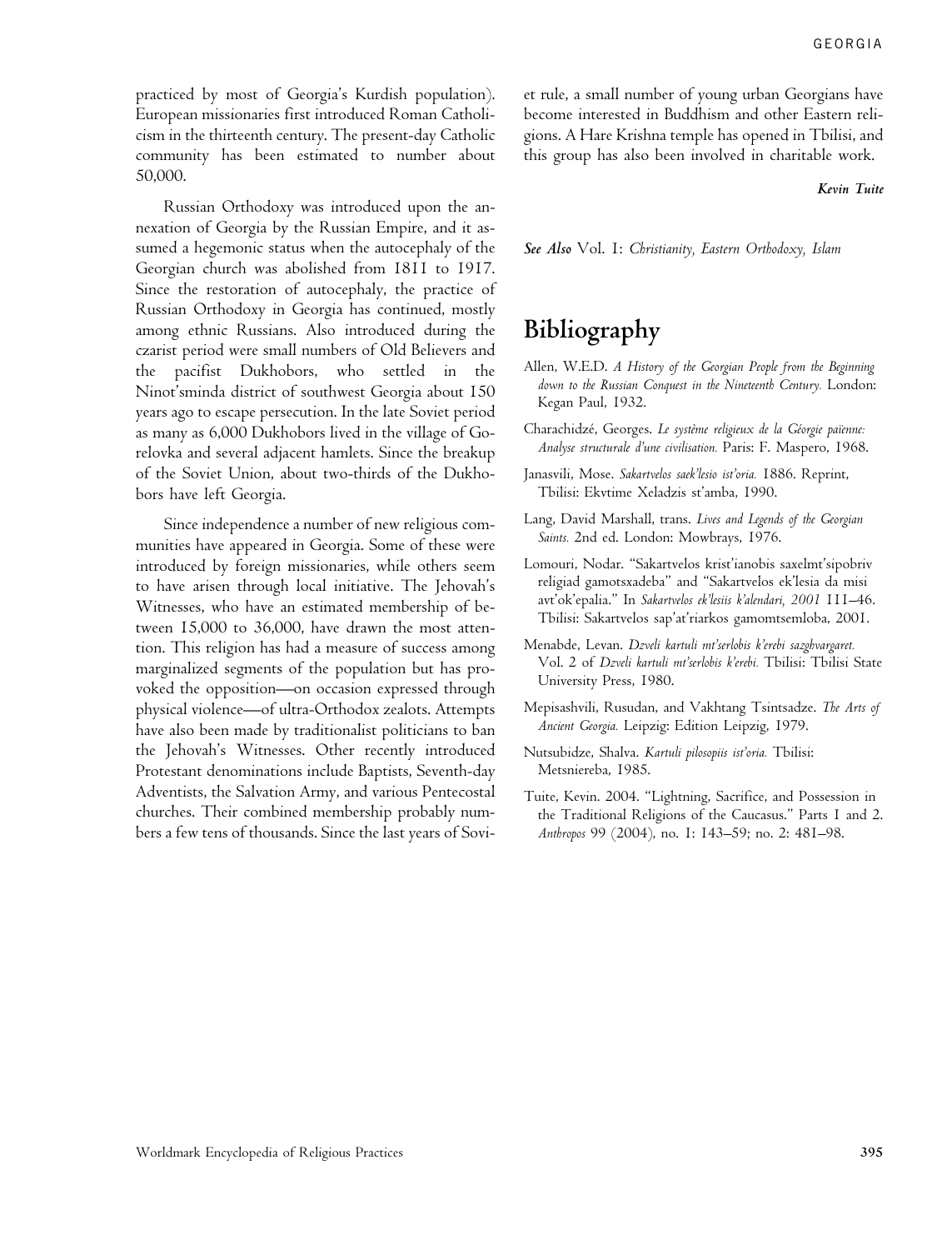practiced by most of Georgia's Kurdish population). European missionaries first introduced Roman Catholicism in the thirteenth century. The present-day Catholic community has been estimated to number about 50,000.

Russian Orthodoxy was introduced upon the annexation of Georgia by the Russian Empire, and it assumed a hegemonic status when the autocephaly of the Georgian church was abolished from 1811 to 1917. Since the restoration of autocephaly, the practice of Russian Orthodoxy in Georgia has continued, mostly among ethnic Russians. Also introduced during the czarist period were small numbers of Old Believers and the pacifist Dukhobors, who settled in the Ninot'sminda district of southwest Georgia about 150 years ago to escape persecution. In the late Soviet period as many as 6,000 Dukhobors lived in the village of Gorelovka and several adjacent hamlets. Since the breakup of the Soviet Union, about two-thirds of the Dukhobors have left Georgia.

Since independence a number of new religious communities have appeared in Georgia. Some of these were introduced by foreign missionaries, while others seem to have arisen through local initiative. The Jehovah's Witnesses, who have an estimated membership of between 15,000 to 36,000, have drawn the most attention. This religion has had a measure of success among marginalized segments of the population but has provoked the opposition—on occasion expressed through physical violence—of ultra-Orthodox zealots. Attempts have also been made by traditionalist politicians to ban the Jehovah's Witnesses. Other recently introduced Protestant denominations include Baptists, Seventh-day Adventists, the Salvation Army, and various Pentecostal churches. Their combined membership probably numbers a few tens of thousands. Since the last years of Soviet rule, a small number of young urban Georgians have become interested in Buddhism and other Eastern religions. A Hare Krishna temple has opened in Tbilisi, and this group has also been involved in charitable work.

***Kevin Tuite***

***See Also*** Vol. 1: *Christianity, Eastern Orthodoxy, Islam*

## Bibliography

Allen, W.E.D. *A History of the Georgian People from the Beginning down to the Russian Conquest in the Nineteenth Century.* London: Kegan Paul, 1932.

Charachidzé, Georges. *Le système religieux de la Géorgie païenne: Analyse structurale d'une civilisation.* Paris: F. Maspero, 1968.

Janasvili, Mose. *Sakartvelos saek'lesio ist'oria.* 1886. Reprint, Tbilisi: Ekvtime Xeladzis st'amba, 1990.

Lang, David Marshall, trans. *Lives and Legends of the Georgian Saints.* 2nd ed. London: Mowbrays, 1976.

Lomouri, Nodar. "Sakartvelos krist'ianobis saxelmt'sipobriv religiad gamotsxadeba" and "Sakartvelos ek'lesia da misi avt'ok'epalia." In *Sakartvelos ek'lesiis k'alendari, 2001* 111–46. Tbilisi: Sakartvelos sap'at'riarkos gamomtsemloba, 2001.

Menabde, Levan. *Dzveli kartuli mt'serlobis k'erebi sazghvargaret.* Vol. 2 of *Dzveli kartuli mt'serlobis k'erebi.* Tbilisi: Tbilisi State University Press, 1980.

Mepisashvili, Rusudan, and Vakhtang Tsintsadze. *The Arts of Ancient Georgia.* Leipzig: Edition Leipzig, 1979.

Nutsubidze, Shalva. *Kartuli pilosopiis ist'oria.* Tbilisi: Metsniereba, 1985.

Tuite, Kevin. 2004. "Lightning, Sacrifice, and Possession in the Traditional Religions of the Caucasus." Parts 1 and 2. *Anthropos* 99 (2004), no. 1: 143–59; no. 2: 481–98.